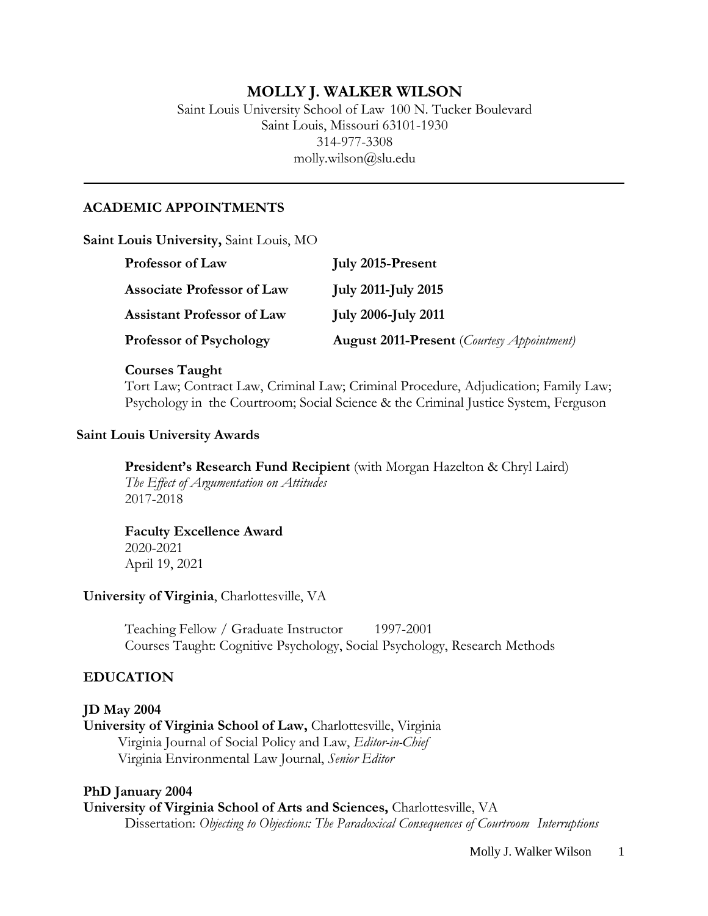# MOLLY J. WALKER WILSON

Saint Louis University School of Law 100 N. Tucker Boulevard
Saint Louis, Missouri 63101-1930
314-977-3308
molly.wilson@slu.edu

---

## ACADEMIC APPOINTMENTS

**Saint Louis University,** Saint Louis, MO

| | |
|---|---|
| **Professor of Law** | **July 2015-Present** |
| **Associate Professor of Law** | **July 2011-July 2015** |
| **Assistant Professor of Law** | **July 2006-July 2011** |
| **Professor of Psychology** | **August 2011-Present** (*Courtesy Appointment)* |

**Courses Taught**
Tort Law; Contract Law, Criminal Law; Criminal Procedure, Adjudication; Family Law; Psychology in the Courtroom; Social Science & the Criminal Justice System, Ferguson

**Saint Louis University Awards**

**President's Research Fund Recipient** (with Morgan Hazelton & Chryl Laird)
*The Effect of Argumentation on Attitudes*
2017-2018

**Faculty Excellence Award**
2020-2021
April 19, 2021

**University of Virginia**, Charlottesville, VA

Teaching Fellow / Graduate Instructor 1997-2001
Courses Taught: Cognitive Psychology, Social Psychology, Research Methods

## EDUCATION

**JD May 2004**
**University of Virginia School of Law,** Charlottesville, Virginia
Virginia Journal of Social Policy and Law, *Editor-in-Chief*
Virginia Environmental Law Journal, *Senior Editor*

**PhD January 2004**
**University of Virginia School of Arts and Sciences,** Charlottesville, VA
Dissertation: *Objecting to Objections: The Paradoxical Consequences of Courtroom Interruptions*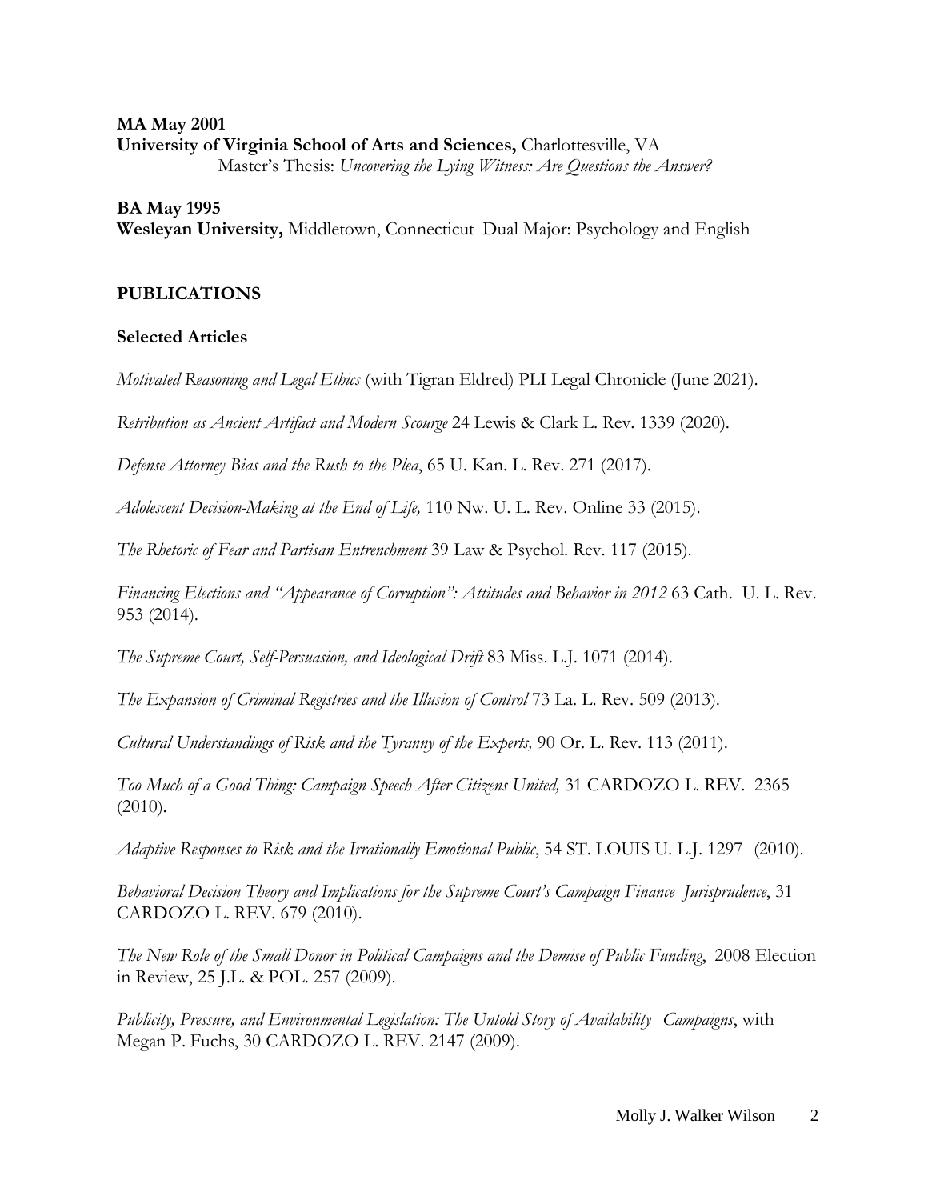**MA May 2001**
**University of Virginia School of Arts and Sciences,** Charlottesville, VA
Master's Thesis: *Uncovering the Lying Witness: Are Questions the Answer?*

**BA May 1995**
**Wesleyan University,** Middletown, Connecticut Dual Major: Psychology and English

## PUBLICATIONS

### Selected Articles

*Motivated Reasoning and Legal Ethics* (with Tigran Eldred) PLI Legal Chronicle (June 2021).

*Retribution as Ancient Artifact and Modern Scourge* 24 Lewis & Clark L. Rev. 1339 (2020).

*Defense Attorney Bias and the Rush to the Plea*, 65 U. Kan. L. Rev. 271 (2017).

*Adolescent Decision-Making at the End of Life,* 110 Nw. U. L. Rev. Online 33 (2015).

*The Rhetoric of Fear and Partisan Entrenchment* 39 Law & Psychol. Rev. 117 (2015).

*Financing Elections and "Appearance of Corruption": Attitudes and Behavior in 2012* 63 Cath. U. L. Rev. 953 (2014).

*The Supreme Court, Self-Persuasion, and Ideological Drift* 83 Miss. L.J. 1071 (2014).

*The Expansion of Criminal Registries and the Illusion of Control* 73 La. L. Rev. 509 (2013).

*Cultural Understandings of Risk and the Tyranny of the Experts,* 90 Or. L. Rev. 113 (2011).

*Too Much of a Good Thing: Campaign Speech After Citizens United,* 31 CARDOZO L. REV. 2365 (2010).

*Adaptive Responses to Risk and the Irrationally Emotional Public*, 54 ST. LOUIS U. L.J. 1297 (2010).

*Behavioral Decision Theory and Implications for the Supreme Court's Campaign Finance Jurisprudence*, 31 CARDOZO L. REV. 679 (2010).

*The New Role of the Small Donor in Political Campaigns and the Demise of Public Funding*, 2008 Election in Review, 25 J.L. & POL. 257 (2009).

*Publicity, Pressure, and Environmental Legislation: The Untold Story of Availability Campaigns*, with Megan P. Fuchs, 30 CARDOZO L. REV. 2147 (2009).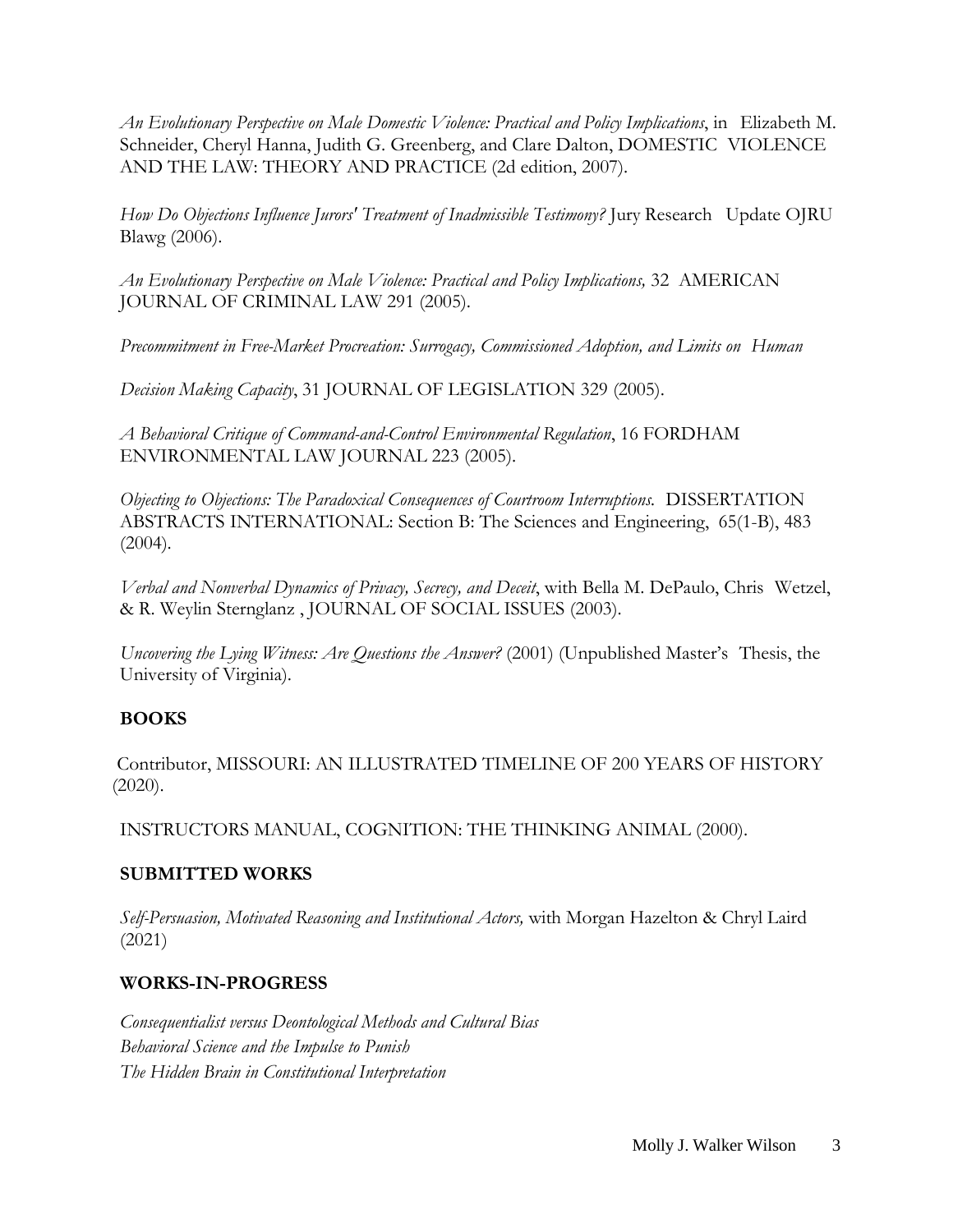*An Evolutionary Perspective on Male Domestic Violence: Practical and Policy Implications*, in Elizabeth M. Schneider, Cheryl Hanna, Judith G. Greenberg, and Clare Dalton, DOMESTIC VIOLENCE AND THE LAW: THEORY AND PRACTICE (2d edition, 2007).

*How Do Objections Influence Jurors' Treatment of Inadmissible Testimony?* Jury Research Update OJRU Blawg (2006).

*An Evolutionary Perspective on Male Violence: Practical and Policy Implications,* 32 AMERICAN JOURNAL OF CRIMINAL LAW 291 (2005).

*Precommitment in Free-Market Procreation: Surrogacy, Commissioned Adoption, and Limits on Human Decision Making Capacity*, 31 JOURNAL OF LEGISLATION 329 (2005).

*A Behavioral Critique of Command-and-Control Environmental Regulation*, 16 FORDHAM ENVIRONMENTAL LAW JOURNAL 223 (2005).

*Objecting to Objections: The Paradoxical Consequences of Courtroom Interruptions.* DISSERTATION ABSTRACTS INTERNATIONAL: Section B: The Sciences and Engineering, 65(1-B), 483 (2004).

*Verbal and Nonverbal Dynamics of Privacy, Secrecy, and Deceit*, with Bella M. DePaulo, Chris Wetzel, & R. Weylin Sternglanz , JOURNAL OF SOCIAL ISSUES (2003).

*Uncovering the Lying Witness: Are Questions the Answer?* (2001) (Unpublished Master's Thesis, the University of Virginia).

## BOOKS

Contributor, MISSOURI: AN ILLUSTRATED TIMELINE OF 200 YEARS OF HISTORY (2020).

INSTRUCTORS MANUAL, COGNITION: THE THINKING ANIMAL (2000).

## SUBMITTED WORKS

*Self-Persuasion, Motivated Reasoning and Institutional Actors,* with Morgan Hazelton & Chryl Laird (2021)

## WORKS-IN-PROGRESS

*Consequentialist versus Deontological Methods and Cultural Bias*
*Behavioral Science and the Impulse to Punish*
*The Hidden Brain in Constitutional Interpretation*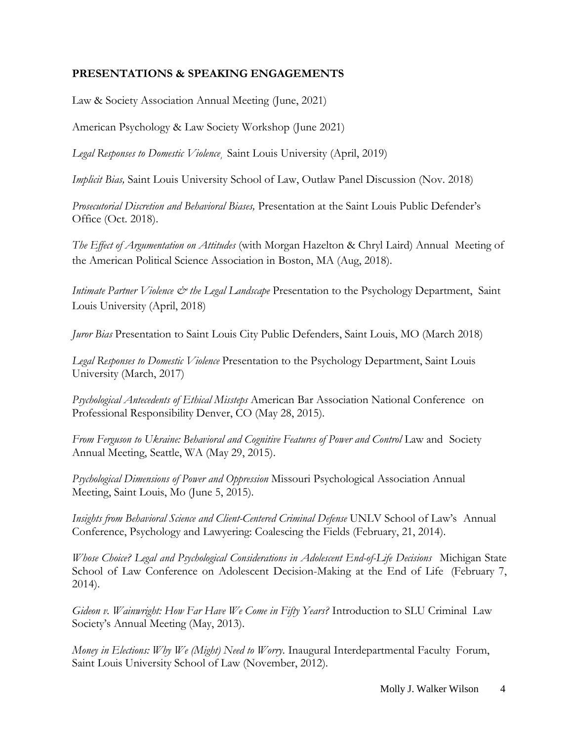**PRESENTATIONS & SPEAKING ENGAGEMENTS**

Law & Society Association Annual Meeting (June, 2021)

American Psychology & Law Society Workshop (June 2021)

*Legal Responses to Domestic Violence*, Saint Louis University (April, 2019)

*Implicit Bias,* Saint Louis University School of Law, Outlaw Panel Discussion (Nov. 2018)

*Prosecutorial Discretion and Behavioral Biases,* Presentation at the Saint Louis Public Defender's Office (Oct. 2018).

*The Effect of Argumentation on Attitudes* (with Morgan Hazelton & Chryl Laird) Annual Meeting of the American Political Science Association in Boston, MA (Aug, 2018).

*Intimate Partner Violence & the Legal Landscape* Presentation to the Psychology Department, Saint Louis University (April, 2018)

*Juror Bias* Presentation to Saint Louis City Public Defenders, Saint Louis, MO (March 2018)

*Legal Responses to Domestic Violence* Presentation to the Psychology Department, Saint Louis University (March, 2017)

*Psychological Antecedents of Ethical Missteps* American Bar Association National Conference on Professional Responsibility Denver, CO (May 28, 2015).

*From Ferguson to Ukraine: Behavioral and Cognitive Features of Power and Control* Law and Society Annual Meeting, Seattle, WA (May 29, 2015).

*Psychological Dimensions of Power and Oppression* Missouri Psychological Association Annual Meeting, Saint Louis, Mo (June 5, 2015).

*Insights from Behavioral Science and Client-Centered Criminal Defense* UNLV School of Law's Annual Conference, Psychology and Lawyering: Coalescing the Fields (February, 21, 2014).

*Whose Choice? Legal and Psychological Considerations in Adolescent End-of-Life Decisions* Michigan State School of Law Conference on Adolescent Decision-Making at the End of Life (February 7, 2014).

*Gideon v. Wainwright: How Far Have We Come in Fifty Years?* Introduction to SLU Criminal Law Society's Annual Meeting (May, 2013).

*Money in Elections: Why We (Might) Need to Worry*. Inaugural Interdepartmental Faculty Forum, Saint Louis University School of Law (November, 2012).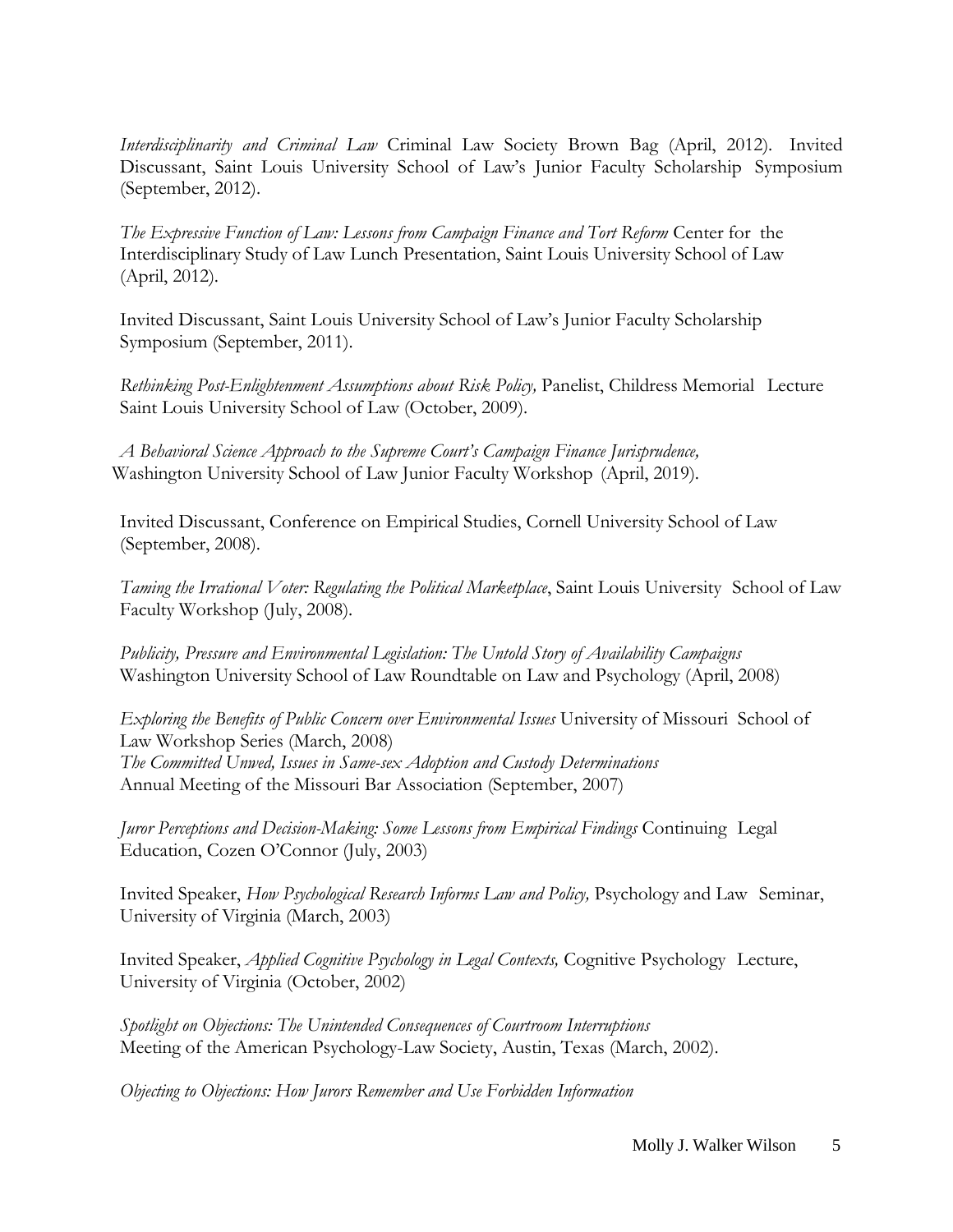*Interdisciplinarity and Criminal Law* Criminal Law Society Brown Bag (April, 2012). Invited Discussant, Saint Louis University School of Law's Junior Faculty Scholarship Symposium (September, 2012).

*The Expressive Function of Law: Lessons from Campaign Finance and Tort Reform* Center for the Interdisciplinary Study of Law Lunch Presentation, Saint Louis University School of Law (April, 2012).

Invited Discussant, Saint Louis University School of Law's Junior Faculty Scholarship Symposium (September, 2011).

*Rethinking Post-Enlightenment Assumptions about Risk Policy,* Panelist, Childress Memorial Lecture Saint Louis University School of Law (October, 2009).

*A Behavioral Science Approach to the Supreme Court's Campaign Finance Jurisprudence,* Washington University School of Law Junior Faculty Workshop (April, 2019).

Invited Discussant, Conference on Empirical Studies, Cornell University School of Law (September, 2008).

*Taming the Irrational Voter: Regulating the Political Marketplace*, Saint Louis University School of Law Faculty Workshop (July, 2008).

*Publicity, Pressure and Environmental Legislation: The Untold Story of Availability Campaigns* Washington University School of Law Roundtable on Law and Psychology (April, 2008)

*Exploring the Benefits of Public Concern over Environmental Issues* University of Missouri School of Law Workshop Series (March, 2008)
*The Committed Unwed, Issues in Same-sex Adoption and Custody Determinations* Annual Meeting of the Missouri Bar Association (September, 2007)

*Juror Perceptions and Decision-Making: Some Lessons from Empirical Findings* Continuing Legal Education, Cozen O'Connor (July, 2003)

Invited Speaker, *How Psychological Research Informs Law and Policy,* Psychology and Law Seminar, University of Virginia (March, 2003)

Invited Speaker, *Applied Cognitive Psychology in Legal Contexts,* Cognitive Psychology Lecture, University of Virginia (October, 2002)

*Spotlight on Objections: The Unintended Consequences of Courtroom Interruptions* Meeting of the American Psychology-Law Society, Austin, Texas (March, 2002).

*Objecting to Objections: How Jurors Remember and Use Forbidden Information*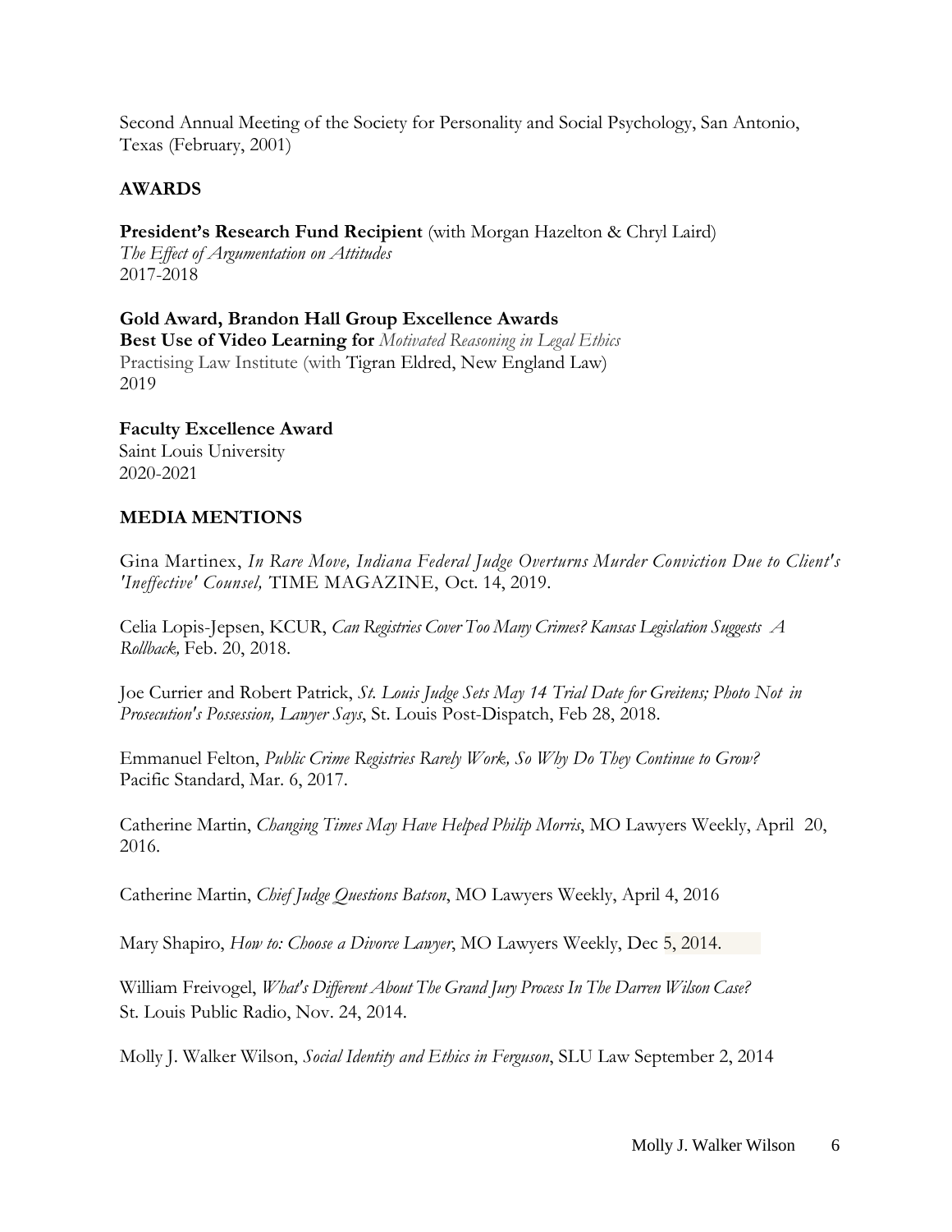Second Annual Meeting of the Society for Personality and Social Psychology, San Antonio, Texas (February, 2001)

## AWARDS

**President's Research Fund Recipient** (with Morgan Hazelton & Chryl Laird)
*The Effect of Argumentation on Attitudes*
2017-2018

**Gold Award, Brandon Hall Group Excellence Awards**
**Best Use of Video Learning for** *Motivated Reasoning in Legal Ethics*
Practising Law Institute (with Tigran Eldred, New England Law)
2019

**Faculty Excellence Award**
Saint Louis University
2020-2021

## MEDIA MENTIONS

Gina Martinex, *In Rare Move, Indiana Federal Judge Overturns Murder Conviction Due to Client's 'Ineffective' Counsel,* TIME MAGAZINE, Oct. 14, 2019.

Celia Lopis-Jepsen, KCUR, *Can Registries Cover Too Many Crimes? Kansas Legislation Suggests A Rollback,* Feb. 20, 2018.

Joe Currier and Robert Patrick, *St. Louis Judge Sets May 14 Trial Date for Greitens; Photo Not in Prosecution's Possession, Lawyer Says*, St. Louis Post-Dispatch, Feb 28, 2018.

Emmanuel Felton, *Public Crime Registries Rarely Work, So Why Do They Continue to Grow?* Pacific Standard, Mar. 6, 2017.

Catherine Martin, *Changing Times May Have Helped Philip Morris*, MO Lawyers Weekly, April 20, 2016.

Catherine Martin, *Chief Judge Questions Batson*, MO Lawyers Weekly, April 4, 2016

Mary Shapiro, *How to: Choose a Divorce Lawyer*, MO Lawyers Weekly, Dec 5, 2014.

William Freivogel, *What's Different About The Grand Jury Process In The Darren Wilson Case?* St. Louis Public Radio, Nov. 24, 2014.

Molly J. Walker Wilson, *Social Identity and Ethics in Ferguson*, SLU Law September 2, 2014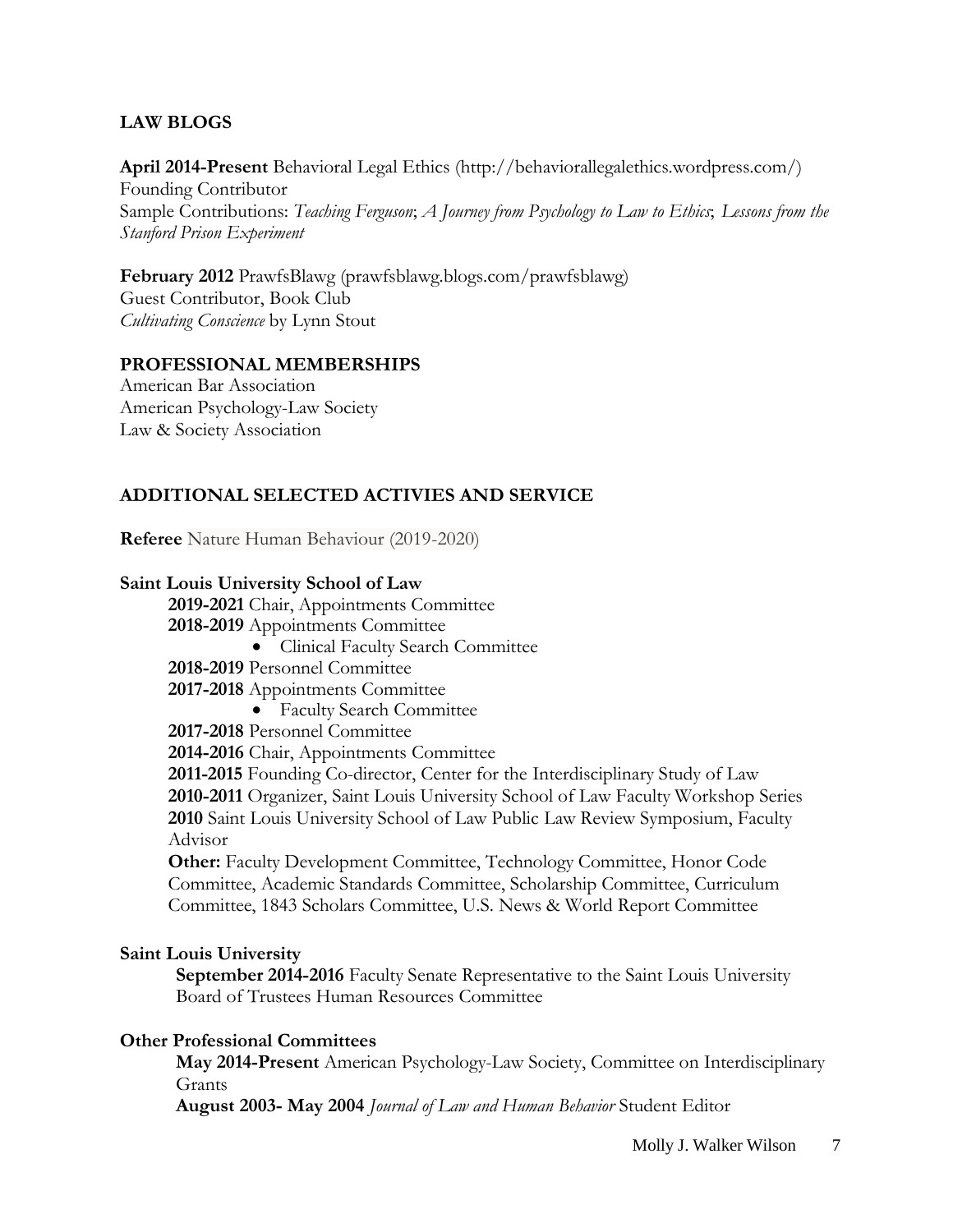## LAW BLOGS

**April 2014-Present** Behavioral Legal Ethics (http://behaviorallegalethics.wordpress.com/)
Founding Contributor
Sample Contributions: *Teaching Ferguson*; *A Journey from Psychology to Law to Ethics*; *Lessons from the Stanford Prison Experiment*

**February 2012** PrawfsBlawg (prawfsblawg.blogs.com/prawfsblawg)
Guest Contributor, Book Club
*Cultivating Conscience* by Lynn Stout

## PROFESSIONAL MEMBERSHIPS

American Bar Association
American Psychology-Law Society
Law & Society Association

## ADDITIONAL SELECTED ACTIVIES AND SERVICE

**Referee** Nature Human Behaviour (2019-2020)

**Saint Louis University School of Law**

**2019-2021** Chair, Appointments Committee
**2018-2019** Appointments Committee

- Clinical Faculty Search Committee

**2018-2019** Personnel Committee
**2017-2018** Appointments Committee

- Faculty Search Committee

**2017-2018** Personnel Committee
**2014-2016** Chair, Appointments Committee
**2011-2015** Founding Co-director, Center for the Interdisciplinary Study of Law
**2010-2011** Organizer, Saint Louis University School of Law Faculty Workshop Series
**2010** Saint Louis University School of Law Public Law Review Symposium, Faculty Advisor
**Other:** Faculty Development Committee, Technology Committee, Honor Code Committee, Academic Standards Committee, Scholarship Committee, Curriculum Committee, 1843 Scholars Committee, U.S. News & World Report Committee

**Saint Louis University**

**September 2014-2016** Faculty Senate Representative to the Saint Louis University Board of Trustees Human Resources Committee

**Other Professional Committees**

**May 2014-Present** American Psychology-Law Society, Committee on Interdisciplinary Grants
**August 2003- May 2004** *Journal of Law and Human Behavior* Student Editor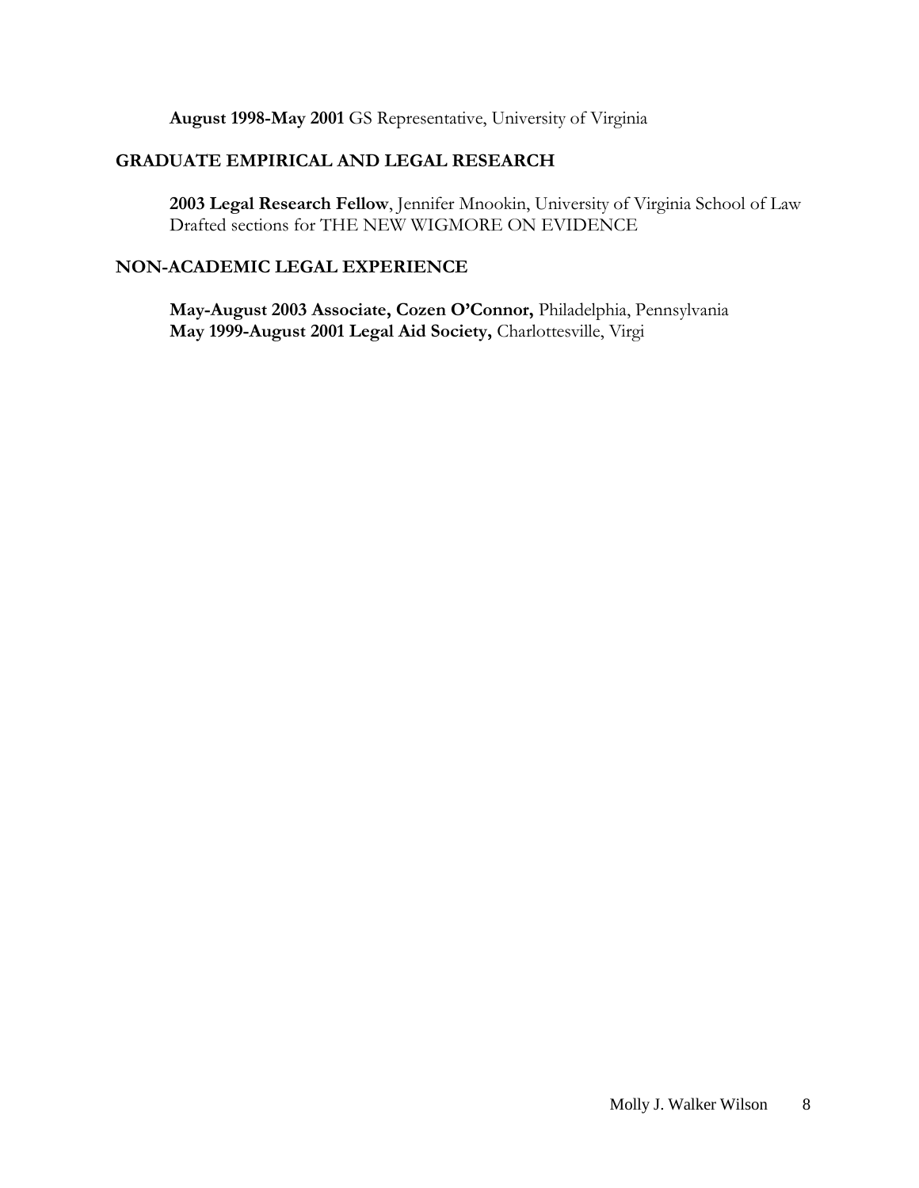**August 1998-May 2001** GS Representative, University of Virginia

## GRADUATE EMPIRICAL AND LEGAL RESEARCH

**2003 Legal Research Fellow**, Jennifer Mnookin, University of Virginia School of Law
Drafted sections for THE NEW WIGMORE ON EVIDENCE

## NON-ACADEMIC LEGAL EXPERIENCE

**May-August 2003 Associate, Cozen O'Connor,** Philadelphia, Pennsylvania
**May 1999-August 2001 Legal Aid Society,** Charlottesville, Virgi